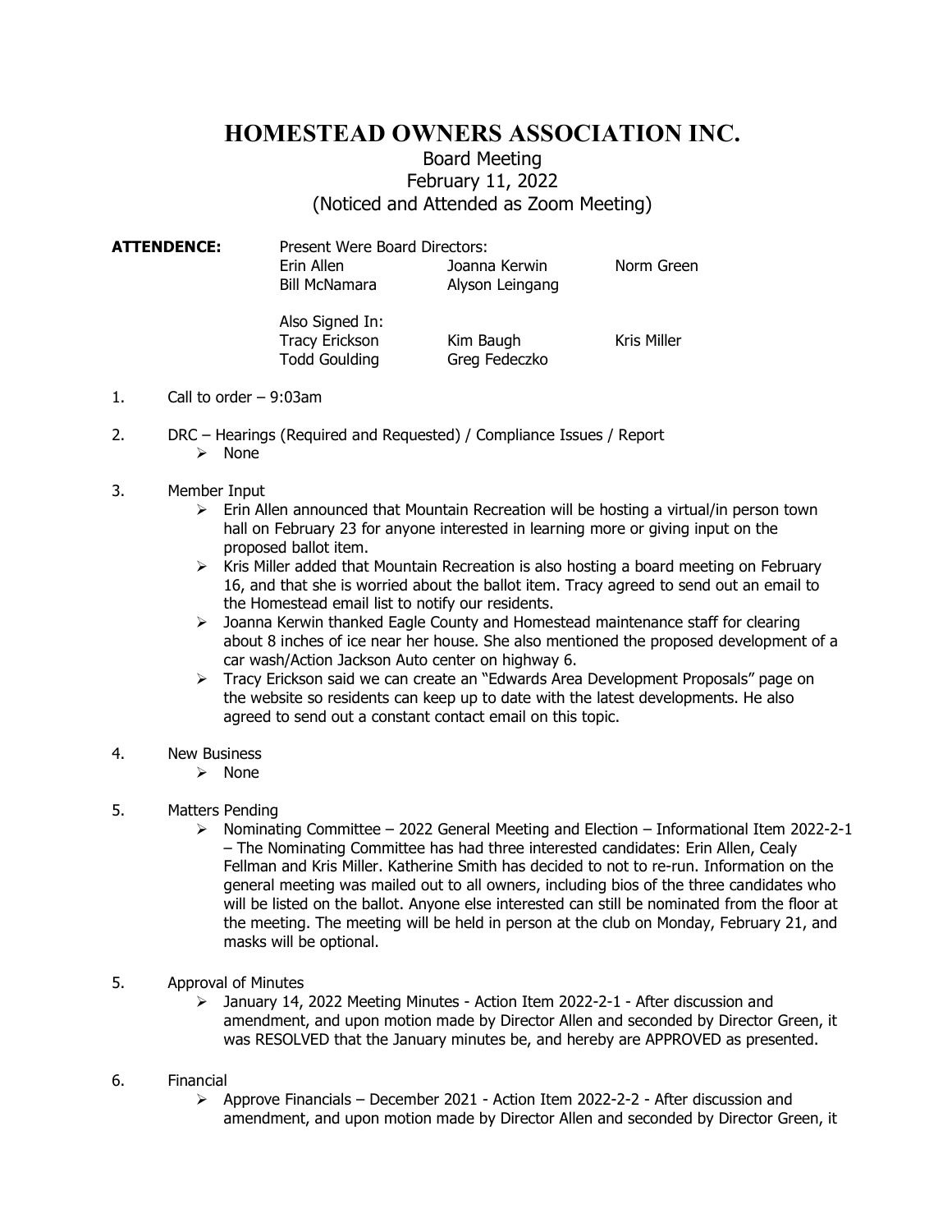# HOMESTEAD OWNERS ASSOCIATION INC.

## Board Meeting
## February 11, 2022
## (Noticed and Attended as Zoom Meeting)

**ATTENDENCE:** Present Were Board Directors:

| | | |
|---|---|---|
| Erin Allen | Joanna Kerwin | Norm Green |
| Bill McNamara | Alyson Leingang | |

Also Signed In:

| | | |
|---|---|---|
| Tracy Erickson | Kim Baugh | Kris Miller |
| Todd Goulding | Greg Fedeczko | |

1. Call to order – 9:03am

2. DRC – Hearings (Required and Requested) / Compliance Issues / Report
   - None

3. Member Input
   - Erin Allen announced that Mountain Recreation will be hosting a virtual/in person town hall on February 23 for anyone interested in learning more or giving input on the proposed ballot item.
   - Kris Miller added that Mountain Recreation is also hosting a board meeting on February 16, and that she is worried about the ballot item. Tracy agreed to send out an email to the Homestead email list to notify our residents.
   - Joanna Kerwin thanked Eagle County and Homestead maintenance staff for clearing about 8 inches of ice near her house. She also mentioned the proposed development of a car wash/Action Jackson Auto center on highway 6.
   - Tracy Erickson said we can create an "Edwards Area Development Proposals" page on the website so residents can keep up to date with the latest developments. He also agreed to send out a constant contact email on this topic.

4. New Business
   - None

5. Matters Pending
   - Nominating Committee – 2022 General Meeting and Election – Informational Item 2022-2-1 – The Nominating Committee has had three interested candidates: Erin Allen, Cealy Fellman and Kris Miller. Katherine Smith has decided to not to re-run. Information on the general meeting was mailed out to all owners, including bios of the three candidates who will be listed on the ballot. Anyone else interested can still be nominated from the floor at the meeting. The meeting will be held in person at the club on Monday, February 21, and masks will be optional.

5. Approval of Minutes
   - January 14, 2022 Meeting Minutes - Action Item 2022-2-1 - After discussion and amendment, and upon motion made by Director Allen and seconded by Director Green, it was RESOLVED that the January minutes be, and hereby are APPROVED as presented.

6. Financial
   - Approve Financials – December 2021 - Action Item 2022-2-2 - After discussion and amendment, and upon motion made by Director Allen and seconded by Director Green, it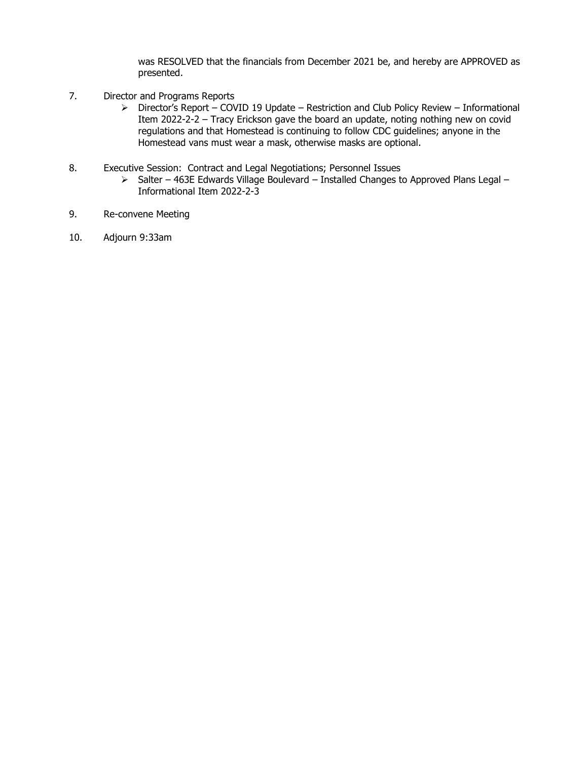was RESOLVED that the financials from December 2021 be, and hereby are APPROVED as presented.

7. Director and Programs Reports
   - Director's Report – COVID 19 Update – Restriction and Club Policy Review – Informational Item 2022-2-2 – Tracy Erickson gave the board an update, noting nothing new on covid regulations and that Homestead is continuing to follow CDC guidelines; anyone in the Homestead vans must wear a mask, otherwise masks are optional.

8. Executive Session: Contract and Legal Negotiations; Personnel Issues
   - Salter – 463E Edwards Village Boulevard – Installed Changes to Approved Plans Legal – Informational Item 2022-2-3

9. Re-convene Meeting

10. Adjourn 9:33am